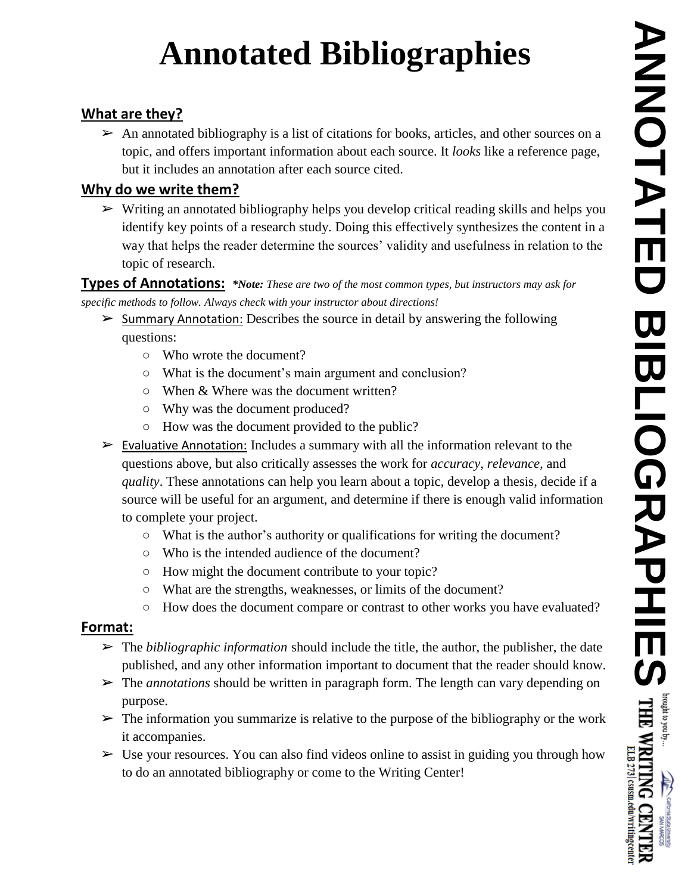# Annotated Bibliographies

## What are they?

- An annotated bibliography is a list of citations for books, articles, and other sources on a topic, and offers important information about each source. It *looks* like a reference page, but it includes an annotation after each source cited.

## Why do we write them?

- Writing an annotated bibliography helps you develop critical reading skills and helps you identify key points of a research study. Doing this effectively synthesizes the content in a way that helps the reader determine the sources' validity and usefulness in relation to the topic of research.

## Types of Annotations:

***Note:** These are two of the most common types, but instructors may ask for specific methods to follow. Always check with your instructor about directions!*

- Summary Annotation: Describes the source in detail by answering the following questions:
  - Who wrote the document?
  - What is the document's main argument and conclusion?
  - When & Where was the document written?
  - Why was the document produced?
  - How was the document provided to the public?
- Evaluative Annotation: Includes a summary with all the information relevant to the questions above, but also critically assesses the work for *accuracy*, *relevance*, and *quality*. These annotations can help you learn about a topic, develop a thesis, decide if a source will be useful for an argument, and determine if there is enough valid information to complete your project.
  - What is the author's authority or qualifications for writing the document?
  - Who is the intended audience of the document?
  - How might the document contribute to your topic?
  - What are the strengths, weaknesses, or limits of the document?
  - How does the document compare or contrast to other works you have evaluated?

## Format:

- The *bibliographic information* should include the title, the author, the publisher, the date published, and any other information important to document that the reader should know.
- The *annotations* should be written in paragraph form. The length can vary depending on purpose.
- The information you summarize is relative to the purpose of the bibliography or the work it accompanies.
- Use your resources. You can also find videos online to assist in guiding you through how to do an annotated bibliography or come to the Writing Center!

**ANNOTATED BIBLIOGRAPHIES** brought to you by... THE WRITING CENTER ELB 273 | csusm.edu/writingcenter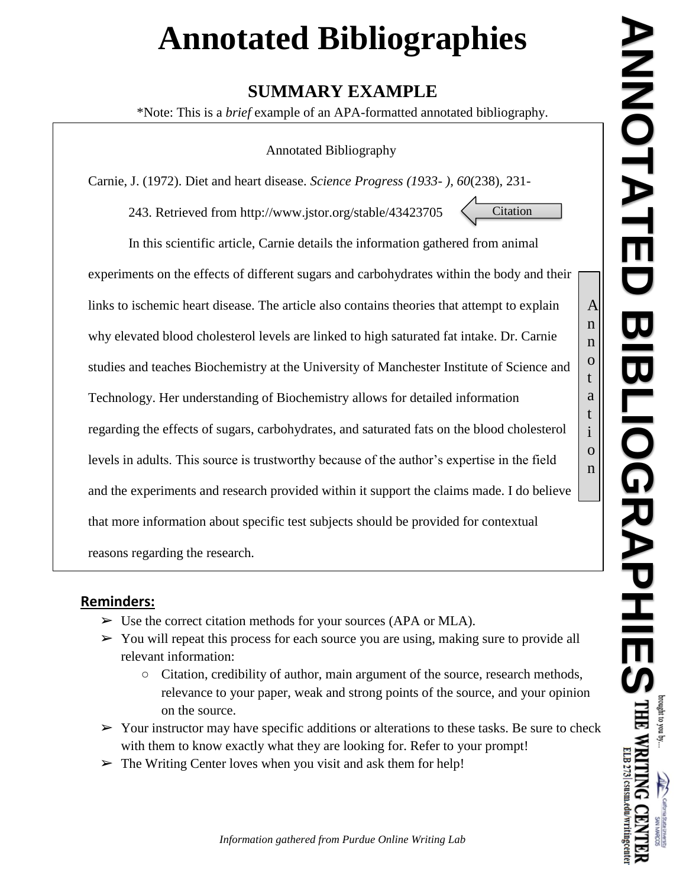# Annotated Bibliographies

## SUMMARY EXAMPLE

*Note: This is a *brief* example of an APA-formatted annotated bibliography.

Annotated Bibliography

Carnie, J. (1972). Diet and heart disease. *Science Progress (1933- ), 60*(238), 231-243. Retrieved from http://www.jstor.org/stable/43423705

Citation

In this scientific article, Carnie details the information gathered from animal experiments on the effects of different sugars and carbohydrates within the body and their links to ischemic heart disease. The article also contains theories that attempt to explain why elevated blood cholesterol levels are linked to high saturated fat intake. Dr. Carnie studies and teaches Biochemistry at the University of Manchester Institute of Science and Technology. Her understanding of Biochemistry allows for detailed information regarding the effects of sugars, carbohydrates, and saturated fats on the blood cholesterol levels in adults. This source is trustworthy because of the author's expertise in the field and the experiments and research provided within it support the claims made. I do believe that more information about specific test subjects should be provided for contextual reasons regarding the research.

Annotation

**Reminders:**

- Use the correct citation methods for your sources (APA or MLA).
- You will repeat this process for each source you are using, making sure to provide all relevant information:
  - Citation, credibility of author, main argument of the source, research methods, relevance to your paper, weak and strong points of the source, and your opinion on the source.
- Your instructor may have specific additions or alterations to these tasks. Be sure to check with them to know exactly what they are looking for. Refer to your prompt!
- The Writing Center loves when you visit and ask them for help!

*Information gathered from Purdue Online Writing Lab*

ANNOTATED BIBLIOGRAPHIES

brought to you by...

THE WRITING CENTER

ELB 273 | csusm.edu/writingcenter

California State University SAN MARCOS